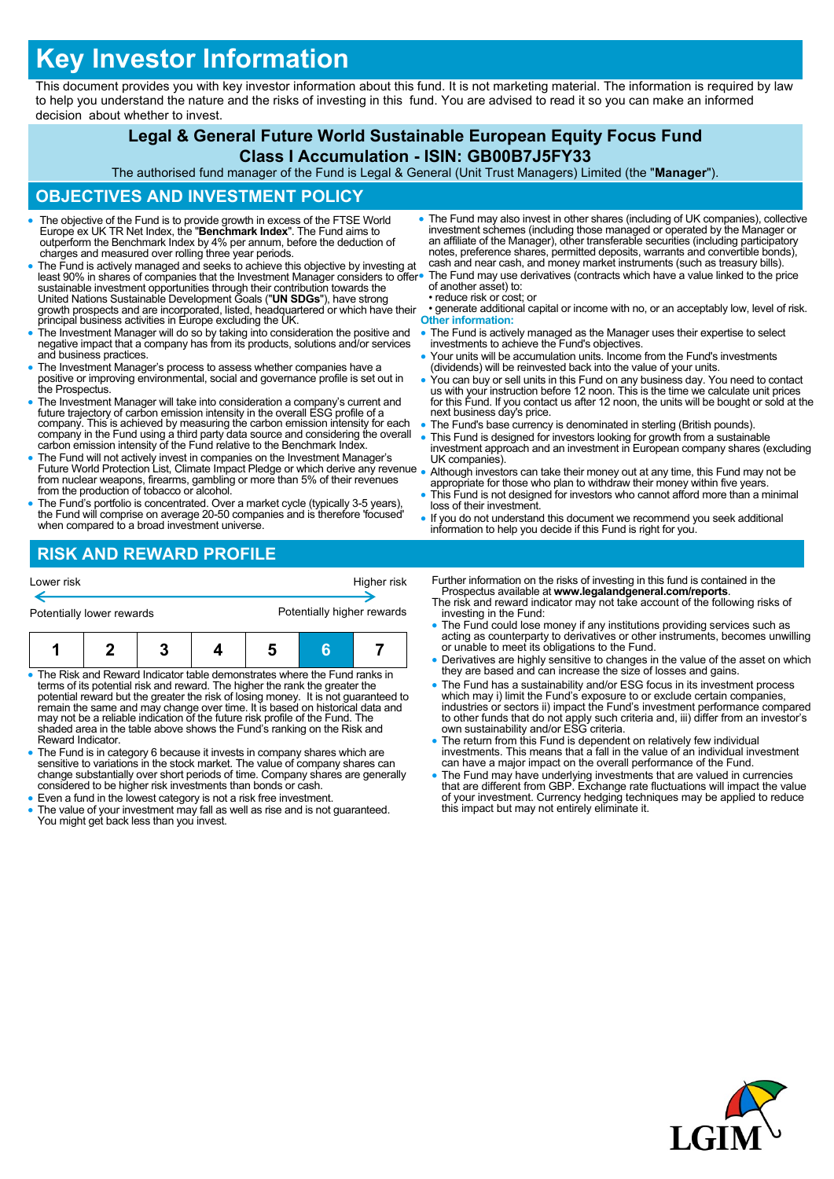# Key Investor Information

This document provides you with key investor information about this fund. It is not marketing material. The information is required by law to help you understand the nature and the risks of investing in this fund. You are advised to read it so you can make an informed decision about whether to invest.

## Legal & General Future World Sustainable European Equity Focus Fund

## Class I Accumulation - ISIN: GB00B7J5FY33

The authorised fund manager of the Fund is Legal & General (Unit Trust Managers) Limited (the "**Manager**").

## OBJECTIVES AND INVESTMENT POLICY

- The objective of the Fund is to provide growth in excess of the FTSE World Europe ex UK TR Net Index, the "**Benchmark Index**". The Fund aims to outperform the Benchmark Index by 4% per annum, before the deduction of charges and measured over rolling three year periods.
- The Fund is actively managed and seeks to achieve this objective by investing at least 90% in shares of companies that the Investment Manager considers to offer sustainable investment opportunities through their contribution towards the United Nations Sustainable Development Goals ("**UN SDGs**"), have strong growth prospects and are incorporated, listed, headquartered or which have their principal business activities in Europe excluding the UK.
- The Investment Manager will do so by taking into consideration the positive and negative impact that a company has from its products, solutions and/or services and business practices.
- The Investment Manager's process to assess whether companies have a positive or improving environmental, social and governance profile is set out in the Prospectus.
- The Investment Manager will take into consideration a company's current and future trajectory of carbon emission intensity in the overall ESG profile of a company. This is achieved by measuring the carbon emission intensity for each company in the Fund using a third party data source and considering the overall carbon emission intensity of the Fund relative to the Benchmark Index.
- The Fund will not actively invest in companies on the Investment Manager's Future World Protection List, Climate Impact Pledge or which derive any revenue from nuclear weapons, firearms, gambling or more than 5% of their revenues from the production of tobacco or alcohol.
- The Fund's portfolio is concentrated. Over a market cycle (typically 3-5 years), the Fund will comprise on average 20-50 companies and is therefore 'focused' when compared to a broad investment universe.
- The Fund may also invest in other shares (including of UK companies), collective investment schemes (including those managed or operated by the Manager or an affiliate of the Manager), other transferable securities (including participatory notes, preference shares, permitted deposits, warrants and convertible bonds), cash and near cash, and money market instruments (such as treasury bills).
- The Fund may use derivatives (contracts which have a value linked to the price of another asset) to:
  - reduce risk or cost; or
  - generate additional capital or income with no, or an acceptably low, level of risk.

### Other information:

- The Fund is actively managed as the Manager uses their expertise to select investments to achieve the Fund's objectives.
- Your units will be accumulation units. Income from the Fund's investments (dividends) will be reinvested back into the value of your units.
- You can buy or sell units in this Fund on any business day. You need to contact us with your instruction before 12 noon. This is the time we calculate unit prices for this Fund. If you contact us after 12 noon, the units will be bought or sold at the next business day's price.
- The Fund's base currency is denominated in sterling (British pounds).
- This Fund is designed for investors looking for growth from a sustainable investment approach and an investment in European company shares (excluding UK companies).
- Although investors can take their money out at any time, this Fund may not be appropriate for those who plan to withdraw their money within five years.
- This Fund is not designed for investors who cannot afford more than a minimal loss of their investment.
- If you do not understand this document we recommend you seek additional information to help you decide if this Fund is right for you.

## RISK AND REWARD PROFILE

Lower risk ← → Higher risk

Potentially lower rewards — Potentially higher rewards

| 1 | 2 | 3 | 4 | 5 | **6** | 7 |
|---|---|---|---|---|---|---|

- The Risk and Reward Indicator table demonstrates where the Fund ranks in terms of its potential risk and reward. The higher the rank the greater the potential reward but the greater the risk of losing money. It is not guaranteed to remain the same and may change over time. It is based on historical data and may not be a reliable indication of the future risk profile of the Fund. The shaded area in the table above shows the Fund's ranking on the Risk and Reward Indicator.
- The Fund is in category 6 because it invests in company shares which are sensitive to variations in the stock market. The value of company shares can change substantially over short periods of time. Company shares are generally considered to be higher risk investments than bonds or cash.
- Even a fund in the lowest category is not a risk free investment.
- The value of your investment may fall as well as rise and is not guaranteed. You might get back less than you invest.

Further information on the risks of investing in this fund is contained in the Prospectus available at **www.legalandgeneral.com/reports**.

The risk and reward indicator may not take account of the following risks of investing in the Fund:

- The Fund could lose money if any institutions providing services such as acting as counterparty to derivatives or other instruments, becomes unwilling or unable to meet its obligations to the Fund.
- Derivatives are highly sensitive to changes in the value of the asset on which they are based and can increase the size of losses and gains.
- The Fund has a sustainability or ESG focus in its investment process which may i) limit the Fund's exposure to or exclude certain companies, industries or sectors ii) impact the Fund's investment performance compared to other funds that do not apply such criteria and, iii) differ from an investor's own sustainability and/or ESG criteria.
- The return from this Fund is dependent on relatively few individual investments. This means that a fall in the value of an individual investment can have a major impact on the overall performance of the Fund.
- The Fund may have underlying investments that are valued in currencies that are different from GBP. Exchange rate fluctuations will impact the value of your investment. Currency hedging techniques may be applied to reduce this impact but may not entirely eliminate it.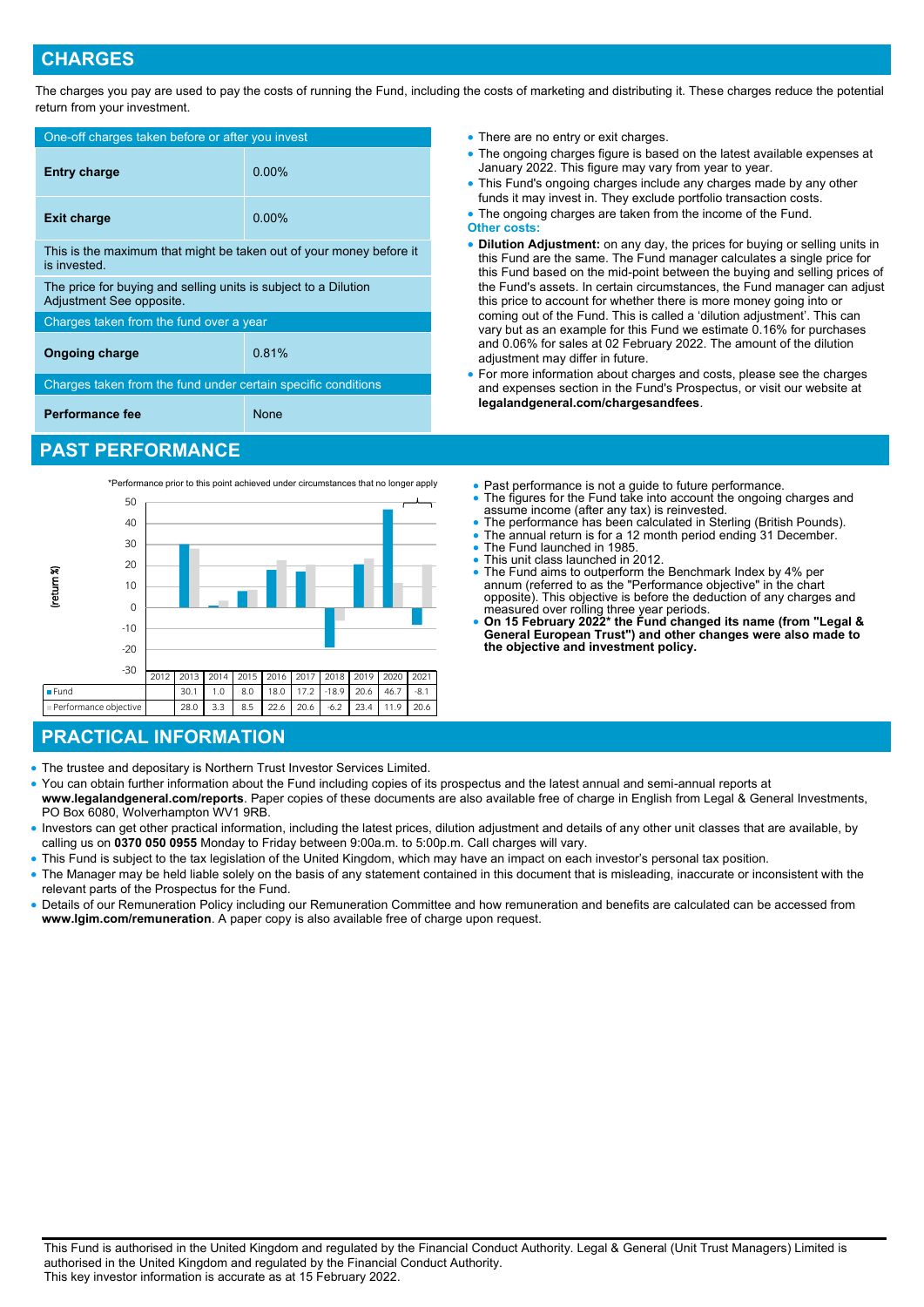## CHARGES

The charges you pay are used to pay the costs of running the Fund, including the costs of marketing and distributing it. These charges reduce the potential return from your investment.

| | |
|---|---|
| **One-off charges taken before or after you invest** | |
| **Entry charge** | 0.00% |
| **Exit charge** | 0.00% |
| This is the maximum that might be taken out of your money before it is invested. | |
| The price for buying and selling units is subject to a Dilution Adjustment See opposite. | |
| **Charges taken from the fund over a year** | |
| **Ongoing charge** | 0.81% |
| **Charges taken from the fund under certain specific conditions** | |
| **Performance fee** | None |

- There are no entry or exit charges.
- The ongoing charges figure is based on the latest available expenses at January 2022. This figure may vary from year to year.
- This Fund's ongoing charges include any charges made by any other funds it may invest in. They exclude portfolio transaction costs.
- The ongoing charges are taken from the income of the Fund.

**Other costs:**

- **Dilution Adjustment:** on any day, the prices for buying or selling units in this Fund are the same. The Fund manager calculates a single price for this Fund based on the mid-point between the buying and selling prices of the Fund's assets. In certain circumstances, the Fund manager can adjust this price to account for whether there is more money going into or coming out of the Fund. This is called a 'dilution adjustment'. This can vary but as an example for this Fund we estimate 0.16% for purchases and 0.06% for sales at 02 February 2022. The amount of the dilution adjustment may differ in future.
- For more information about charges and costs, please see the charges and expenses section in the Fund's Prospectus, or visit our website at **legalandgeneral.com/chargesandfees**.

## PAST PERFORMANCE

*Performance prior to this point achieved under circumstances that no longer apply

(return %)

50
40
30
20
10
0
-10
-20
-30

2012 2013 2014 2015 2016 2017 2018 2019 2020 2021

Fund: 30.1 1.0 8.0 18.0 17.2 -18.9 20.6 46.7 -8.1

Performance objective: 28.0 3.3 8.5 22.6 20.6 -6.2 23.4 11.9 20.6

- Past performance is not a guide to future performance.
- The figures for the Fund take into account the ongoing charges and assume income (after any tax) is reinvested.
- The performance has been calculated in Sterling (British Pounds).
- The annual return is for a 12 month period ending 31 December.
- The Fund launched in 1985.
- This unit class launched in 2012.
- The Fund aims to outperform the Benchmark Index by 4% per annum (referred to as the "Performance objective" in the chart opposite). This objective is before the deduction of any charges and measured over rolling three year periods.
- **On 15 February 2022* the Fund changed its name (from "Legal & General European Trust") and other changes were also made to the objective and investment policy.**

## PRACTICAL INFORMATION

- The trustee and depositary is Northern Trust Investor Services Limited.
- You can obtain further information about the Fund including copies of its prospectus and the latest annual and semi-annual reports at **www.legalandgeneral.com/reports**. Paper copies of these documents are also available free of charge in English from Legal & General Investments, PO Box 6080, Wolverhampton WV1 9RB.
- Investors can get other practical information, including the latest prices, dilution adjustment and details of any other unit classes that are available, by calling us on **0370 050 0955** Monday to Friday between 9:00a.m. to 5:00p.m. Call charges will vary.
- This Fund is subject to the tax legislation of the United Kingdom, which may have an impact on each investor's personal tax position.
- The Manager may be held liable solely on the basis of any statement contained in this document that is misleading, inaccurate or inconsistent with the relevant parts of the Prospectus for the Fund.
- Details of our Remuneration Policy including our Remuneration Committee and how remuneration and benefits are calculated can be accessed from **www.lgim.com/remuneration**. A paper copy is also available free of charge upon request.

This Fund is authorised in the United Kingdom and regulated by the Financial Conduct Authority. Legal & General (Unit Trust Managers) Limited is authorised in the United Kingdom and regulated by the Financial Conduct Authority.
This key investor information is accurate as at 15 February 2022.